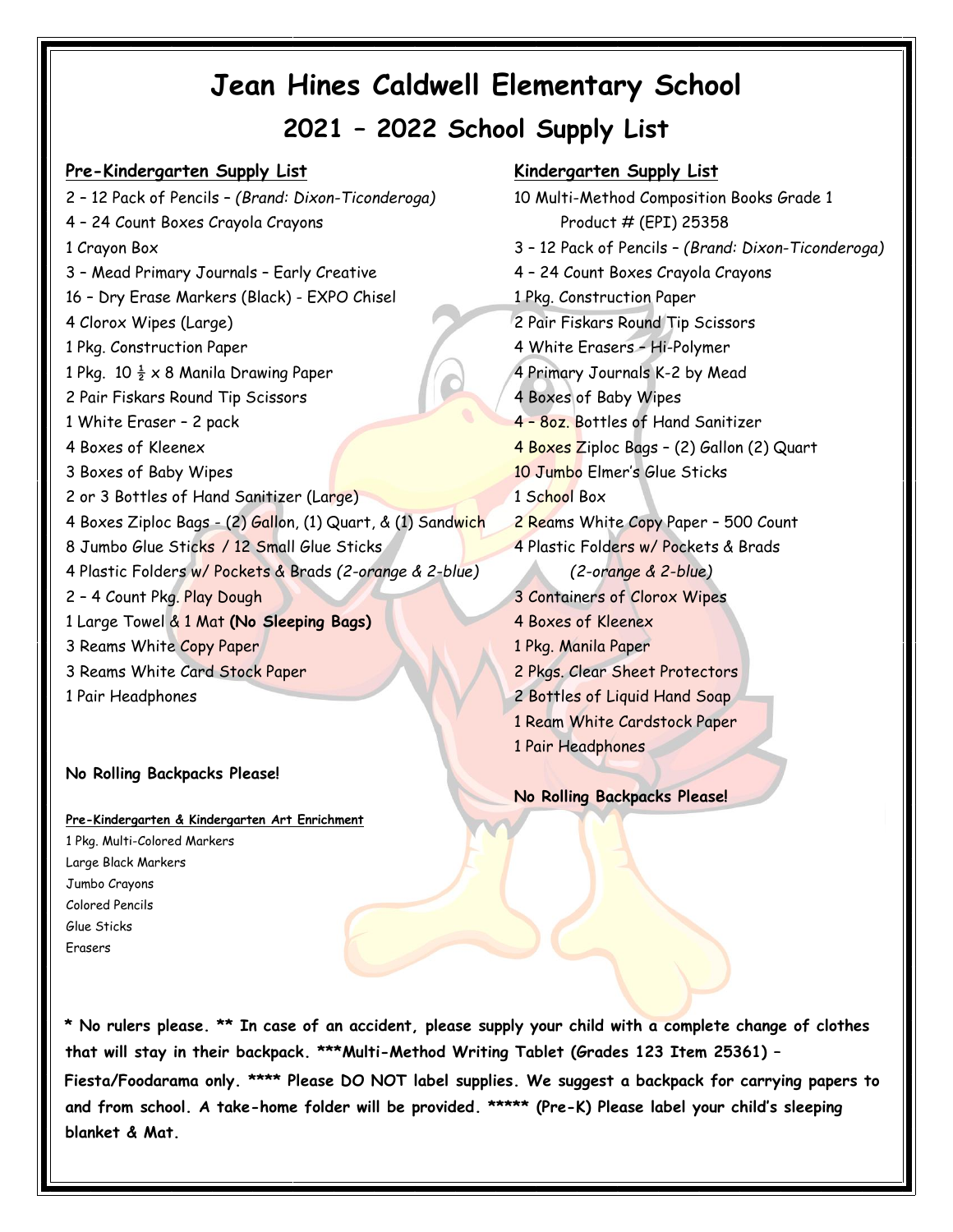# Jean Hines Caldwell Elementary School

## 2021 – 2022 School Supply List

**Pre-Kindergarten Supply List**

2 – 12 Pack of Pencils – *(Brand: Dixon-Ticonderoga)*
4 – 24 Count Boxes Crayola Crayons
1 Crayon Box
3 – Mead Primary Journals – Early Creative
16 – Dry Erase Markers (Black) - EXPO Chisel
4 Clorox Wipes (Large)
1 Pkg. Construction Paper
1 Pkg. 10 ½ x 8 Manila Drawing Paper
2 Pair Fiskars Round Tip Scissors
1 White Eraser – 2 pack
4 Boxes of Kleenex
3 Boxes of Baby Wipes
2 or 3 Bottles of Hand Sanitizer (Large)
4 Boxes Ziploc Bags - (2) Gallon, (1) Quart, & (1) Sandwich
8 Jumbo Glue Sticks / 12 Small Glue Sticks
4 Plastic Folders w/ Pockets & Brads *(2-orange & 2-blue)*
2 – 4 Count Pkg. Play Dough
1 Large Towel & 1 Mat **(No Sleeping Bags)**
3 Reams White Copy Paper
3 Reams White Card Stock Paper
1 Pair Headphones

**No Rolling Backpacks Please!**

**Pre-Kindergarten & Kindergarten Art Enrichment**

1 Pkg. Multi-Colored Markers
Large Black Markers
Jumbo Crayons
Colored Pencils
Glue Sticks
Erasers

**Kindergarten Supply List**

10 Multi-Method Composition Books Grade 1 Product # (EPI) 25358
3 – 12 Pack of Pencils – *(Brand: Dixon-Ticonderoga)*
4 – 24 Count Boxes Crayola Crayons
1 Pkg. Construction Paper
2 Pair Fiskars Round Tip Scissors
4 White Erasers – Hi-Polymer
4 Primary Journals K-2 by Mead
4 Boxes of Baby Wipes
4 – 8oz. Bottles of Hand Sanitizer
4 Boxes Ziploc Bags – (2) Gallon (2) Quart
10 Jumbo Elmer's Glue Sticks
1 School Box
2 Reams White Copy Paper – 500 Count
4 Plastic Folders w/ Pockets & Brads *(2-orange & 2-blue)*
3 Containers of Clorox Wipes
4 Boxes of Kleenex
1 Pkg. Manila Paper
2 Pkgs. Clear Sheet Protectors
2 Bottles of Liquid Hand Soap
1 Ream White Cardstock Paper
1 Pair Headphones

**No Rolling Backpacks Please!**

**\* No rulers please. \*\* In case of an accident, please supply your child with a complete change of clothes that will stay in their backpack. \*\*\*Multi-Method Writing Tablet (Grades 123 Item 25361) – Fiesta/Foodarama only. \*\*\*\* Please DO NOT label supplies. We suggest a backpack for carrying papers to and from school. A take-home folder will be provided. \*\*\*\*\* (Pre-K) Please label your child's sleeping blanket & Mat.**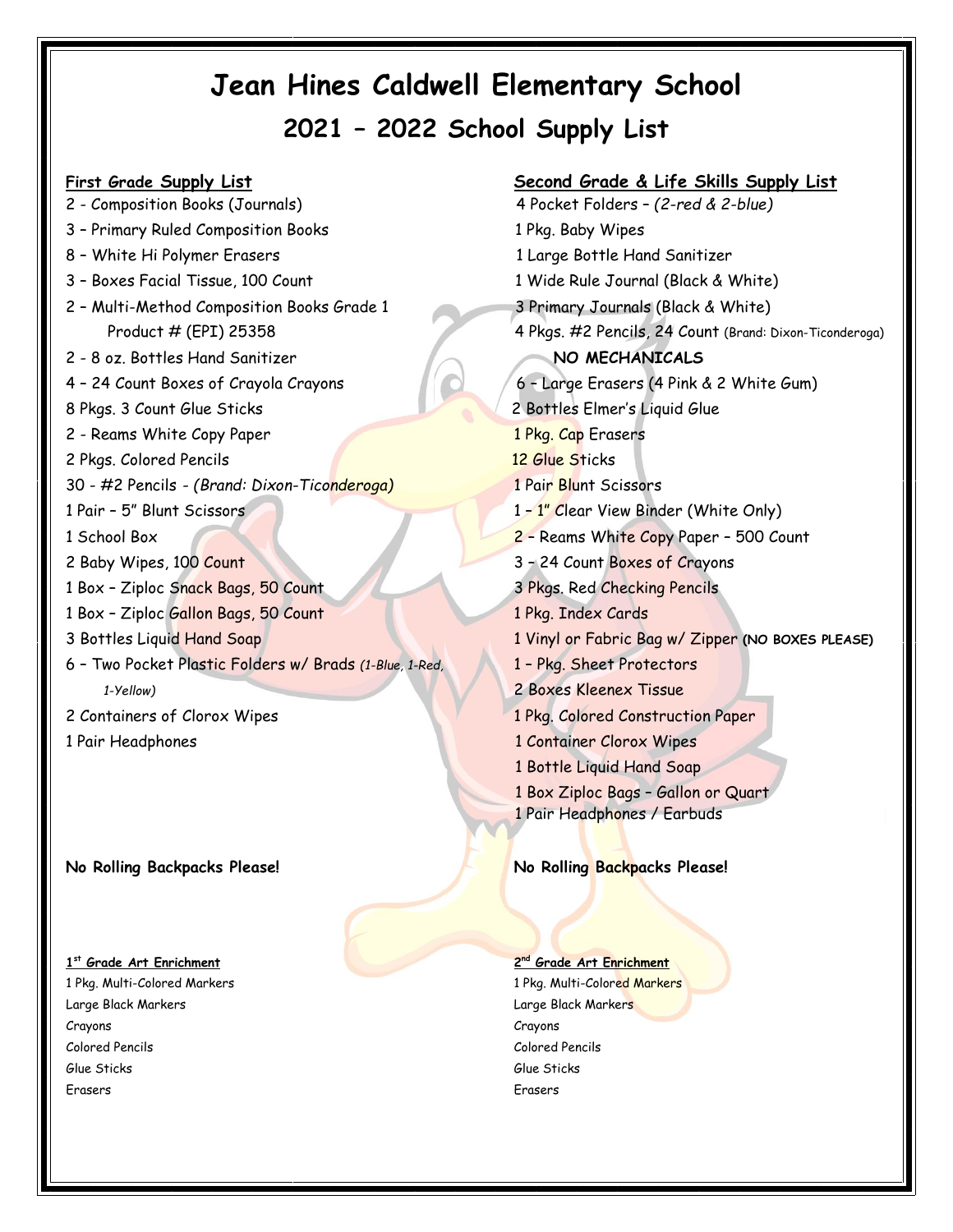# Jean Hines Caldwell Elementary School

## 2021 – 2022 School Supply List

**First Grade Supply List**

2 - Composition Books (Journals)
3 – Primary Ruled Composition Books
8 – White Hi Polymer Erasers
3 – Boxes Facial Tissue, 100 Count
2 – Multi-Method Composition Books Grade 1
    Product # (EPI) 25358
2 - 8 oz. Bottles Hand Sanitizer
4 – 24 Count Boxes of Crayola Crayons
8 Pkgs. 3 Count Glue Sticks
2 - Reams White Copy Paper
2 Pkgs. Colored Pencils
30 - #2 Pencils - *(Brand: Dixon-Ticonderoga)*
1 Pair – 5" Blunt Scissors
1 School Box
2 Baby Wipes, 100 Count
1 Box – Ziploc Snack Bags, 50 Count
1 Box – Ziploc Gallon Bags, 50 Count
3 Bottles Liquid Hand Soap
6 – Two Pocket Plastic Folders w/ Brads *(1-Blue, 1-Red, 1-Yellow)*
2 Containers of Clorox Wipes
1 Pair Headphones

**No Rolling Backpacks Please!**

**1st Grade Art Enrichment**

1 Pkg. Multi-Colored Markers
Large Black Markers
Crayons
Colored Pencils
Glue Sticks
Erasers

**Second Grade & Life Skills Supply List**

4 Pocket Folders – *(2-red & 2-blue)*
1 Pkg. Baby Wipes
1 Large Bottle Hand Sanitizer
1 Wide Rule Journal (Black & White)
3 Primary Journals (Black & White)
4 Pkgs. #2 Pencils, 24 Count (Brand: Dixon-Ticonderoga)
**NO MECHANICALS**
6 – Large Erasers (4 Pink & 2 White Gum)
2 Bottles Elmer's Liquid Glue
1 Pkg. Cap Erasers
12 Glue Sticks
1 Pair Blunt Scissors
1 – 1" Clear View Binder (White Only)
2 – Reams White Copy Paper – 500 Count
3 – 24 Count Boxes of Crayons
3 Pkgs. Red Checking Pencils
1 Pkg. Index Cards
1 Vinyl or Fabric Bag w/ Zipper **(NO BOXES PLEASE)**
1 – Pkg. Sheet Protectors
2 Boxes Kleenex Tissue
1 Pkg. Colored Construction Paper
1 Container Clorox Wipes
1 Bottle Liquid Hand Soap
1 Box Ziploc Bags – Gallon or Quart
1 Pair Headphones / Earbuds

**No Rolling Backpacks Please!**

**2nd Grade Art Enrichment**

1 Pkg. Multi-Colored Markers
Large Black Markers
Crayons
Colored Pencils
Glue Sticks
Erasers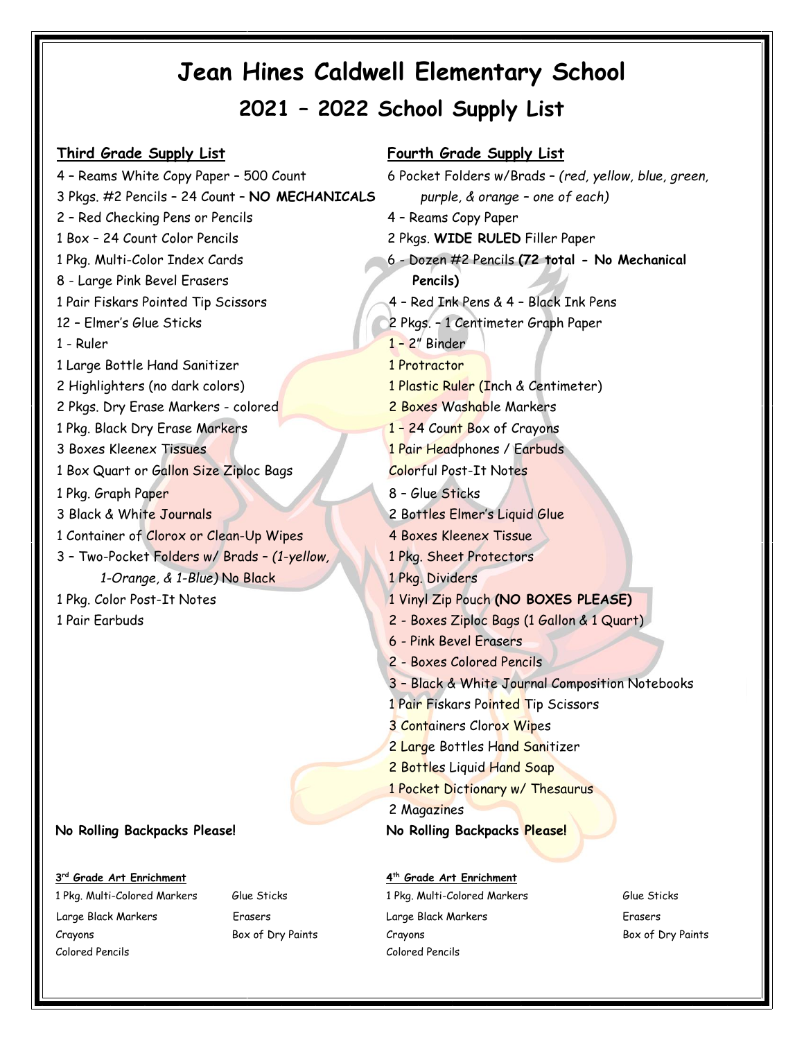# Jean Hines Caldwell Elementary School

## 2021 – 2022 School Supply List

### Third Grade Supply List

4 – Reams White Copy Paper – 500 Count
3 Pkgs. #2 Pencils – 24 Count – **NO MECHANICALS**
2 – Red Checking Pens or Pencils
1 Box – 24 Count Color Pencils
1 Pkg. Multi-Color Index Cards
8 - Large Pink Bevel Erasers
1 Pair Fiskars Pointed Tip Scissors
12 – Elmer's Glue Sticks
1 - Ruler
1 Large Bottle Hand Sanitizer
2 Highlighters (no dark colors)
2 Pkgs. Dry Erase Markers - colored
1 Pkg. Black Dry Erase Markers
3 Boxes Kleenex Tissues
1 Box Quart or Gallon Size Ziploc Bags
1 Pkg. Graph Paper
3 Black & White Journals
1 Container of Clorox or Clean-Up Wipes
3 – Two-Pocket Folders w/ Brads – *(1-yellow, 1-Orange, & 1-Blue)* No Black
1 Pkg. Color Post-It Notes
1 Pair Earbuds

**No Rolling Backpacks Please!**

### Fourth Grade Supply List

6 Pocket Folders w/Brads – *(red, yellow, blue, green, purple, & orange – one of each)*
4 – Reams Copy Paper
2 Pkgs. **WIDE RULED** Filler Paper
6 - Dozen #2 Pencils **(72 total - No Mechanical Pencils)**
4 – Red Ink Pens & 4 – Black Ink Pens
2 Pkgs. – 1 Centimeter Graph Paper
1 – 2" Binder
1 Protractor
1 Plastic Ruler (Inch & Centimeter)
2 Boxes Washable Markers
1 – 24 Count Box of Crayons
1 Pair Headphones / Earbuds
Colorful Post-It Notes
8 – Glue Sticks
2 Bottles Elmer's Liquid Glue
4 Boxes Kleenex Tissue
1 Pkg. Sheet Protectors
1 Pkg. Dividers
1 Vinyl Zip Pouch **(NO BOXES PLEASE)**
2 - Boxes Ziploc Bags (1 Gallon & 1 Quart)
6 - Pink Bevel Erasers
2 - Boxes Colored Pencils
3 – Black & White Journal Composition Notebooks
1 Pair Fiskars Pointed Tip Scissors
3 Containers Clorox Wipes
2 Large Bottles Hand Sanitizer
2 Bottles Liquid Hand Soap
1 Pocket Dictionary w/ Thesaurus
2 Magazines

**No Rolling Backpacks Please!**

#### 3rd Grade Art Enrichment

1 Pkg. Multi-Colored Markers
Large Black Markers
Crayons
Colored Pencils
Glue Sticks
Erasers
Box of Dry Paints

#### 4th Grade Art Enrichment

1 Pkg. Multi-Colored Markers
Large Black Markers
Crayons
Colored Pencils
Glue Sticks
Erasers
Box of Dry Paints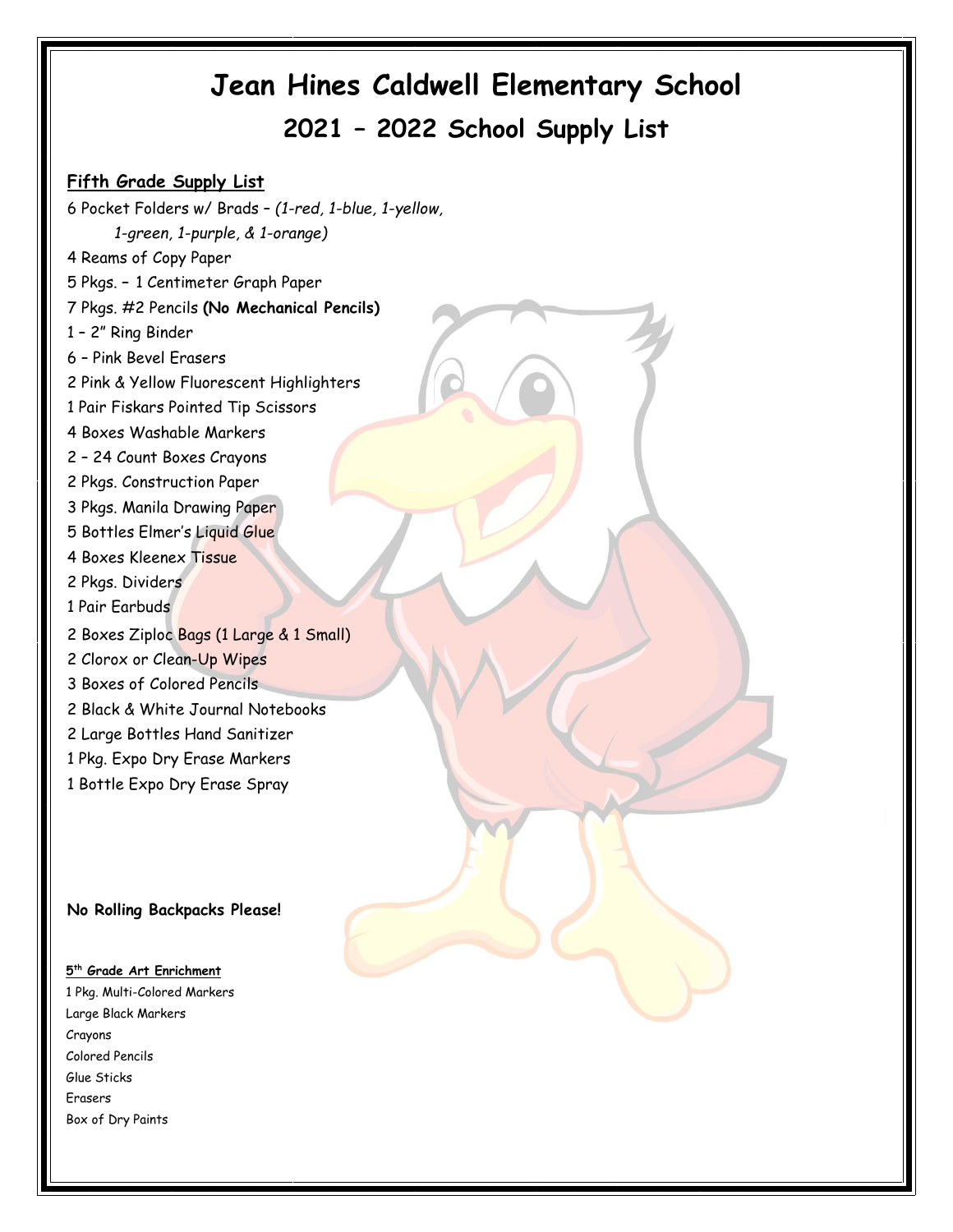# Jean Hines Caldwell Elementary School

## 2021 – 2022 School Supply List

**Fifth Grade Supply List**

6 Pocket Folders w/ Brads – *(1-red, 1-blue, 1-yellow, 1-green, 1-purple, & 1-orange)*
4 Reams of Copy Paper
5 Pkgs. – 1 Centimeter Graph Paper
7 Pkgs. #2 Pencils **(No Mechanical Pencils)**
1 – 2" Ring Binder
6 – Pink Bevel Erasers
2 Pink & Yellow Fluorescent Highlighters
1 Pair Fiskars Pointed Tip Scissors
4 Boxes Washable Markers
2 – 24 Count Boxes Crayons
2 Pkgs. Construction Paper
3 Pkgs. Manila Drawing Paper
5 Bottles Elmer's Liquid Glue
4 Boxes Kleenex Tissue
2 Pkgs. Dividers
1 Pair Earbuds
2 Boxes Ziploc Bags (1 Large & 1 Small)
2 Clorox or Clean-Up Wipes
3 Boxes of Colored Pencils
2 Black & White Journal Notebooks
2 Large Bottles Hand Sanitizer
1 Pkg. Expo Dry Erase Markers
1 Bottle Expo Dry Erase Spray

**No Rolling Backpacks Please!**

**5th Grade Art Enrichment**

1 Pkg. Multi-Colored Markers
Large Black Markers
Crayons
Colored Pencils
Glue Sticks
Erasers
Box of Dry Paints